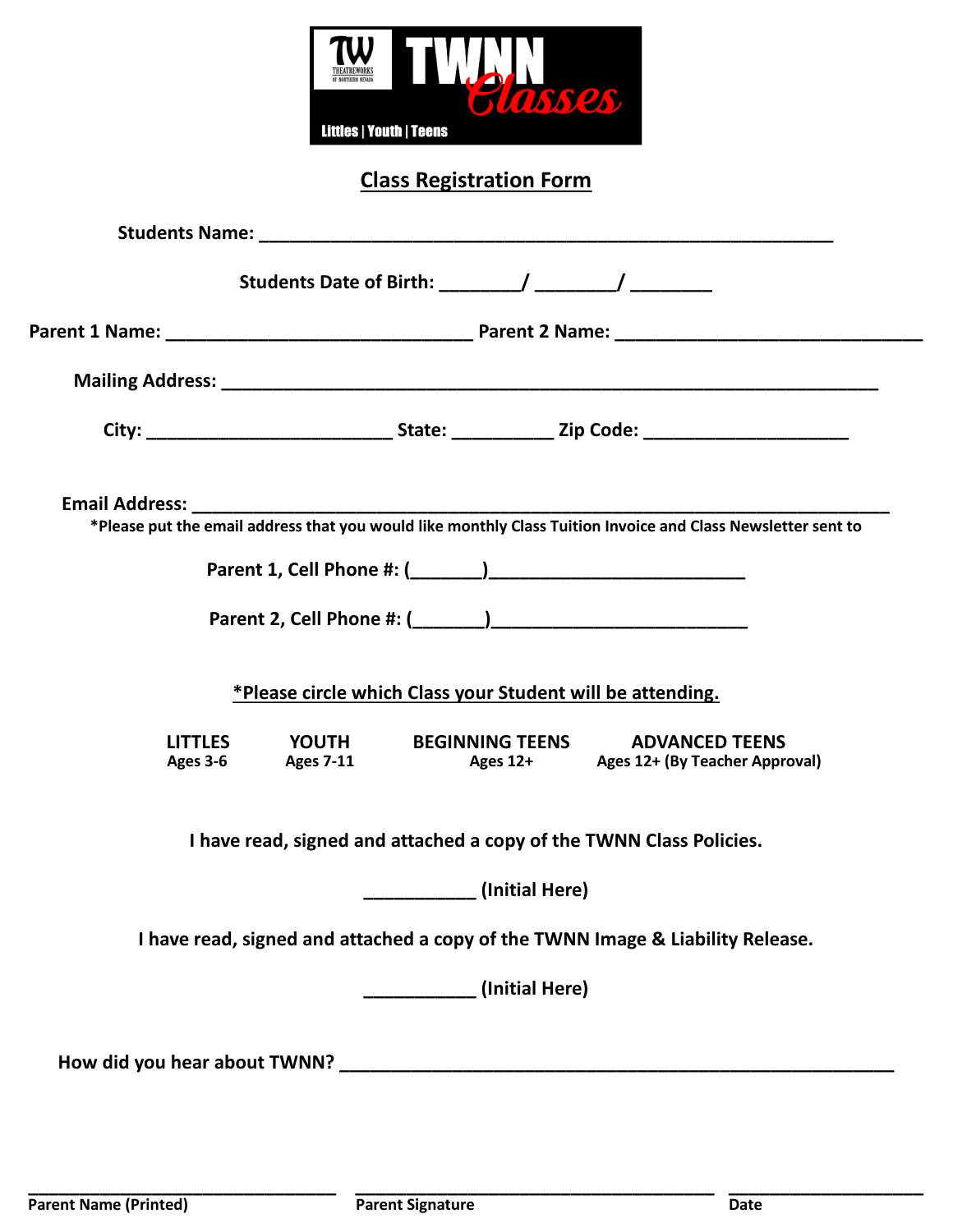TW THEATREWORKS OF NORTHERN NEVADA

# TWNN Classes

Littles | Youth | Teens

## Class Registration Form

**Students Name:** ____________________________________________________________

**Students Date of Birth:** ________/ ________/ ________

**Parent 1 Name:** ________________________________ **Parent 2 Name:** ________________________________

**Mailing Address:** _____________________________________________________________________

**City:** __________________________ **State:** __________ **Zip Code:** _____________________

**Email Address:** _________________________________________________________________________

***Please put the email address that you would like monthly Class Tuition Invoice and Class Newsletter sent to**

**Parent 1, Cell Phone #:** (_______)__________________________

**Parent 2, Cell Phone #:** (_______)__________________________

**\*Please circle which Class your Student will be attending.**

| LITTLES | YOUTH | BEGINNING TEENS | ADVANCED TEENS |
|---|---|---|---|
| Ages 3-6 | Ages 7-11 | Ages 12+ | Ages 12+ (By Teacher Approval) |

**I have read, signed and attached a copy of the TWNN Class Policies.**

___________ **(Initial Here)**

**I have read, signed and attached a copy of the TWNN Image & Liability Release.**

___________ **(Initial Here)**

**How did you hear about TWNN?** __________________________________________________________

_________________________________ _______________________________________ ____________________

**Parent Name (Printed)** **Parent Signature** **Date**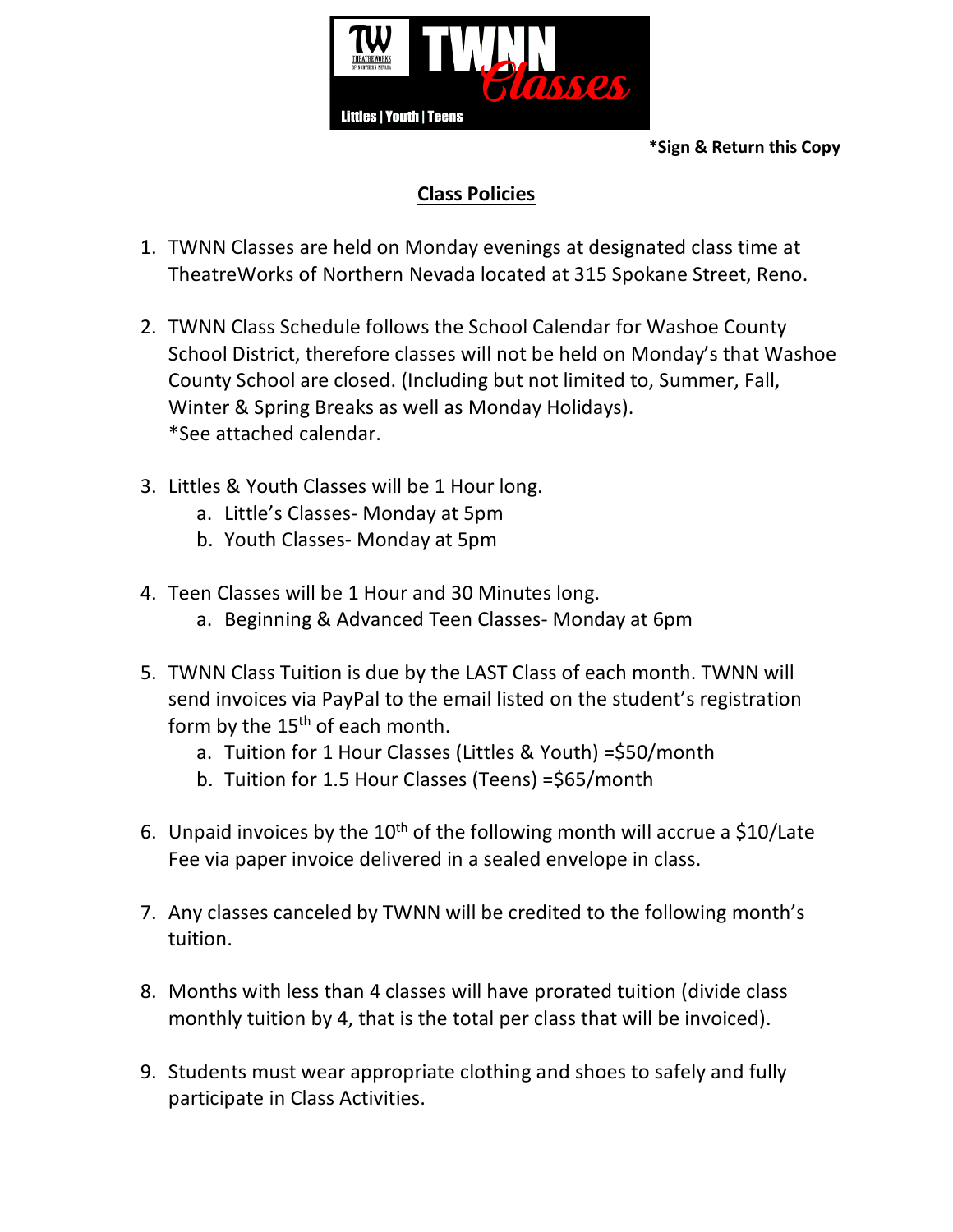**\*Sign & Return this Copy**

## Class Policies

1. TWNN Classes are held on Monday evenings at designated class time at TheatreWorks of Northern Nevada located at 315 Spokane Street, Reno.

2. TWNN Class Schedule follows the School Calendar for Washoe County School District, therefore classes will not be held on Monday's that Washoe County School are closed. (Including but not limited to, Summer, Fall, Winter & Spring Breaks as well as Monday Holidays).
   *See attached calendar.

3. Littles & Youth Classes will be 1 Hour long.
   a. Little's Classes- Monday at 5pm
   b. Youth Classes- Monday at 5pm

4. Teen Classes will be 1 Hour and 30 Minutes long.
   a. Beginning & Advanced Teen Classes- Monday at 6pm

5. TWNN Class Tuition is due by the LAST Class of each month. TWNN will send invoices via PayPal to the email listed on the student's registration form by the 15th of each month.
   a. Tuition for 1 Hour Classes (Littles & Youth) =$50/month
   b. Tuition for 1.5 Hour Classes (Teens) =$65/month

6. Unpaid invoices by the 10th of the following month will accrue a $10/Late Fee via paper invoice delivered in a sealed envelope in class.

7. Any classes canceled by TWNN will be credited to the following month's tuition.

8. Months with less than 4 classes will have prorated tuition (divide class monthly tuition by 4, that is the total per class that will be invoiced).

9. Students must wear appropriate clothing and shoes to safely and fully participate in Class Activities.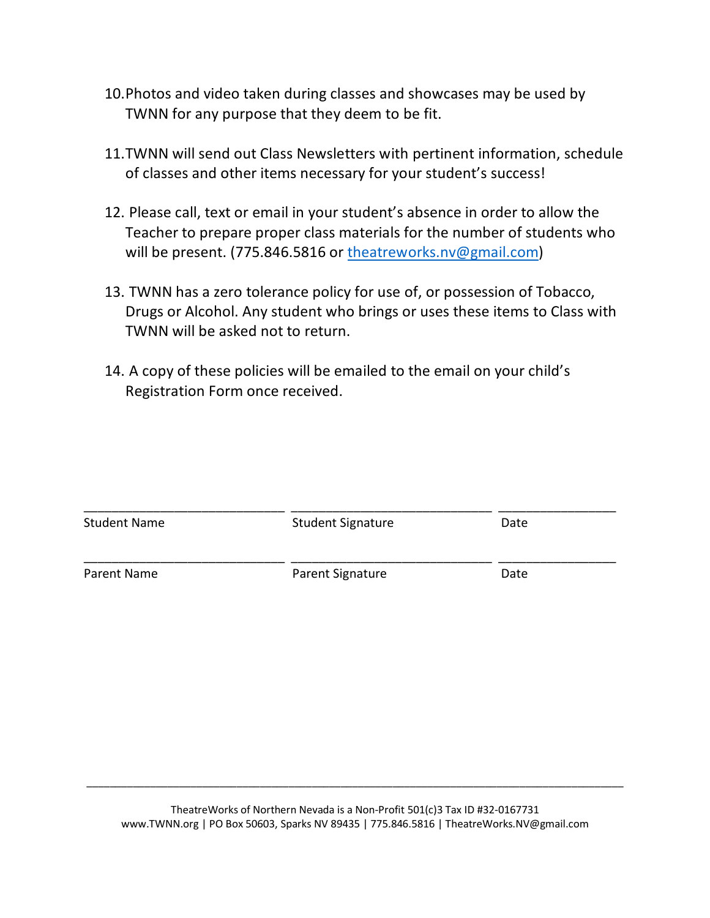10. Photos and video taken during classes and showcases may be used by TWNN for any purpose that they deem to be fit.

11. TWNN will send out Class Newsletters with pertinent information, schedule of classes and other items necessary for your student's success!

12. Please call, text or email in your student's absence in order to allow the Teacher to prepare proper class materials for the number of students who will be present. (775.846.5816 or theatreworks.nv@gmail.com)

13. TWNN has a zero tolerance policy for use of, or possession of Tobacco, Drugs or Alcohol. Any student who brings or uses these items to Class with TWNN will be asked not to return.

14. A copy of these policies will be emailed to the email on your child's Registration Form once received.

| ___________________________ | ___________________________ | ________________ |
|---|---|---|
| Student Name | Student Signature | Date |
| ___________________________ | ___________________________ | ________________ |
| Parent Name | Parent Signature | Date |

TheatreWorks of Northern Nevada is a Non-Profit 501(c)3 Tax ID #32-0167731
www.TWNN.org | PO Box 50603, Sparks NV 89435 | 775.846.5816 | TheatreWorks.NV@gmail.com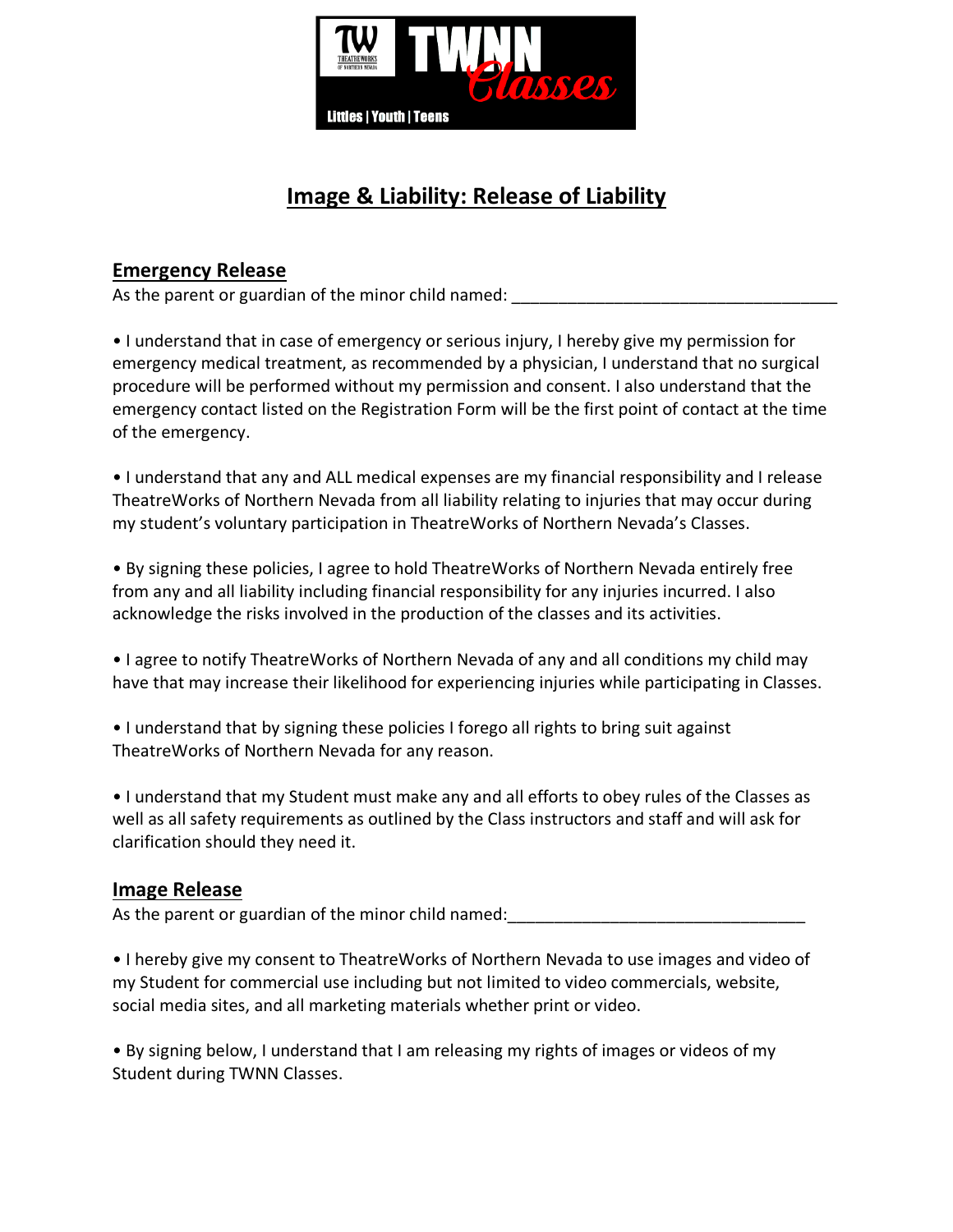# Image & Liability: Release of Liability

## Emergency Release

As the parent or guardian of the minor child named: ___________________________________

• I understand that in case of emergency or serious injury, I hereby give my permission for emergency medical treatment, as recommended by a physician, I understand that no surgical procedure will be performed without my permission and consent. I also understand that the emergency contact listed on the Registration Form will be the first point of contact at the time of the emergency.

• I understand that any and ALL medical expenses are my financial responsibility and I release TheatreWorks of Northern Nevada from all liability relating to injuries that may occur during my student's voluntary participation in TheatreWorks of Northern Nevada's Classes.

• By signing these policies, I agree to hold TheatreWorks of Northern Nevada entirely free from any and all liability including financial responsibility for any injuries incurred. I also acknowledge the risks involved in the production of the classes and its activities.

• I agree to notify TheatreWorks of Northern Nevada of any and all conditions my child may have that may increase their likelihood for experiencing injuries while participating in Classes.

• I understand that by signing these policies I forego all rights to bring suit against TheatreWorks of Northern Nevada for any reason.

• I understand that my Student must make any and all efforts to obey rules of the Classes as well as all safety requirements as outlined by the Class instructors and staff and will ask for clarification should they need it.

## Image Release

As the parent or guardian of the minor child named:________________________________

• I hereby give my consent to TheatreWorks of Northern Nevada to use images and video of my Student for commercial use including but not limited to video commercials, website, social media sites, and all marketing materials whether print or video.

• By signing below, I understand that I am releasing my rights of images or videos of my Student during TWNN Classes.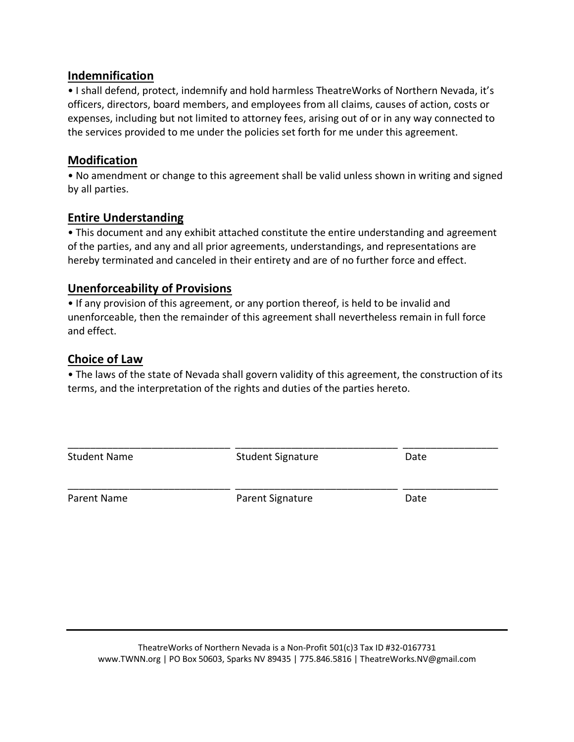## Indemnification

• I shall defend, protect, indemnify and hold harmless TheatreWorks of Northern Nevada, it's officers, directors, board members, and employees from all claims, causes of action, costs or expenses, including but not limited to attorney fees, arising out of or in any way connected to the services provided to me under the policies set forth for me under this agreement.

## Modification

• No amendment or change to this agreement shall be valid unless shown in writing and signed by all parties.

## Entire Understanding

• This document and any exhibit attached constitute the entire understanding and agreement of the parties, and any and all prior agreements, understandings, and representations are hereby terminated and canceled in their entirety and are of no further force and effect.

## Unenforceability of Provisions

• If any provision of this agreement, or any portion thereof, is held to be invalid and unenforceable, then the remainder of this agreement shall nevertheless remain in full force and effect.

## Choice of Law

• The laws of the state of Nevada shall govern validity of this agreement, the construction of its terms, and the interpretation of the rights and duties of the parties hereto.

| | | |
|---|---|---|
| _____________________________ | _____________________________ | ________________ |
| Student Name | Student Signature | Date |
| _____________________________ | _____________________________ | ________________ |
| Parent Name | Parent Signature | Date |

TheatreWorks of Northern Nevada is a Non-Profit 501(c)3 Tax ID #32-0167731
www.TWNN.org | PO Box 50603, Sparks NV 89435 | 775.846.5816 | TheatreWorks.NV@gmail.com